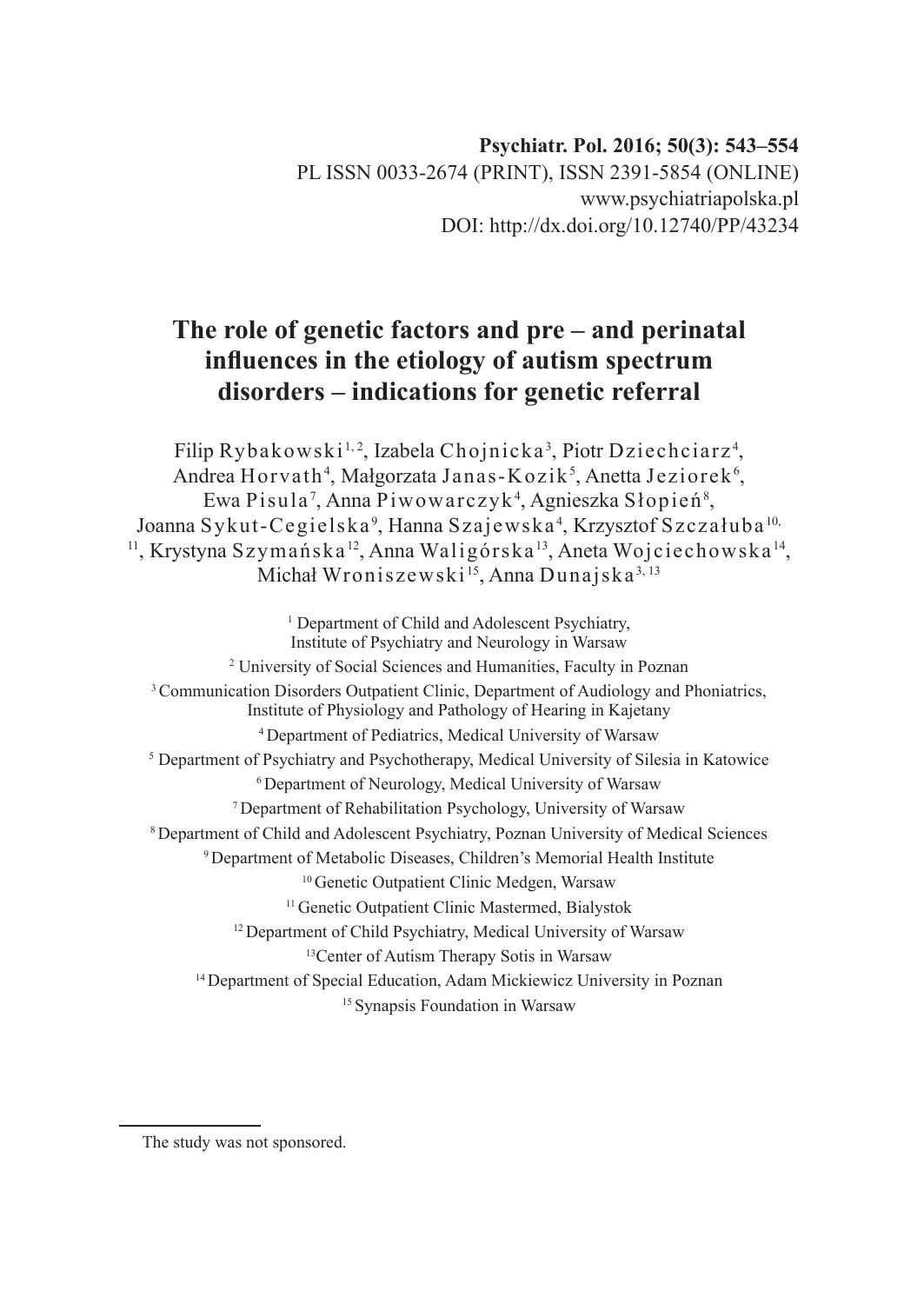Psychiatr. Pol. 2016; 50(3): 543–554
PL ISSN 0033-2674 (PRINT), ISSN 2391-5854 (ONLINE)
www.psychiatriapolska.pl
DOI: http://dx.doi.org/10.12740/PP/43234

# The role of genetic factors and pre – and perinatal influences in the etiology of autism spectrum disorders – indications for genetic referral

Filip Rybakowski[1,2], Izabela Chojnicka[3], Piotr Dziechciarz[4], Andrea Horvath[4], Małgorzata Janas-Kozik[5], Anetta Jeziorek[6], Ewa Pisula[7], Anna Piwowarczyk[4], Agnieszka Słopień[8], Joanna Sykut-Cegielska[9], Hanna Szajewska[4], Krzysztof Szczałuba[10,11], Krystyna Szymańska[12], Anna Waligórska[13], Aneta Wojciechowska[14], Michał Wroniszewski[15], Anna Dunajska[3,13]

[1] Department of Child and Adolescent Psychiatry, Institute of Psychiatry and Neurology in Warsaw
[2] University of Social Sciences and Humanities, Faculty in Poznan
[3] Communication Disorders Outpatient Clinic, Department of Audiology and Phoniatrics, Institute of Physiology and Pathology of Hearing in Kajetany
[4] Department of Pediatrics, Medical University of Warsaw
[5] Department of Psychiatry and Psychotherapy, Medical University of Silesia in Katowice
[6] Department of Neurology, Medical University of Warsaw
[7] Department of Rehabilitation Psychology, University of Warsaw
[8] Department of Child and Adolescent Psychiatry, Poznan University of Medical Sciences
[9] Department of Metabolic Diseases, Children's Memorial Health Institute
[10] Genetic Outpatient Clinic Medgen, Warsaw
[11] Genetic Outpatient Clinic Mastermed, Bialystok
[12] Department of Child Psychiatry, Medical University of Warsaw
[13] Center of Autism Therapy Sotis in Warsaw
[14] Department of Special Education, Adam Mickiewicz University in Poznan
[15] Synapsis Foundation in Warsaw

The study was not sponsored.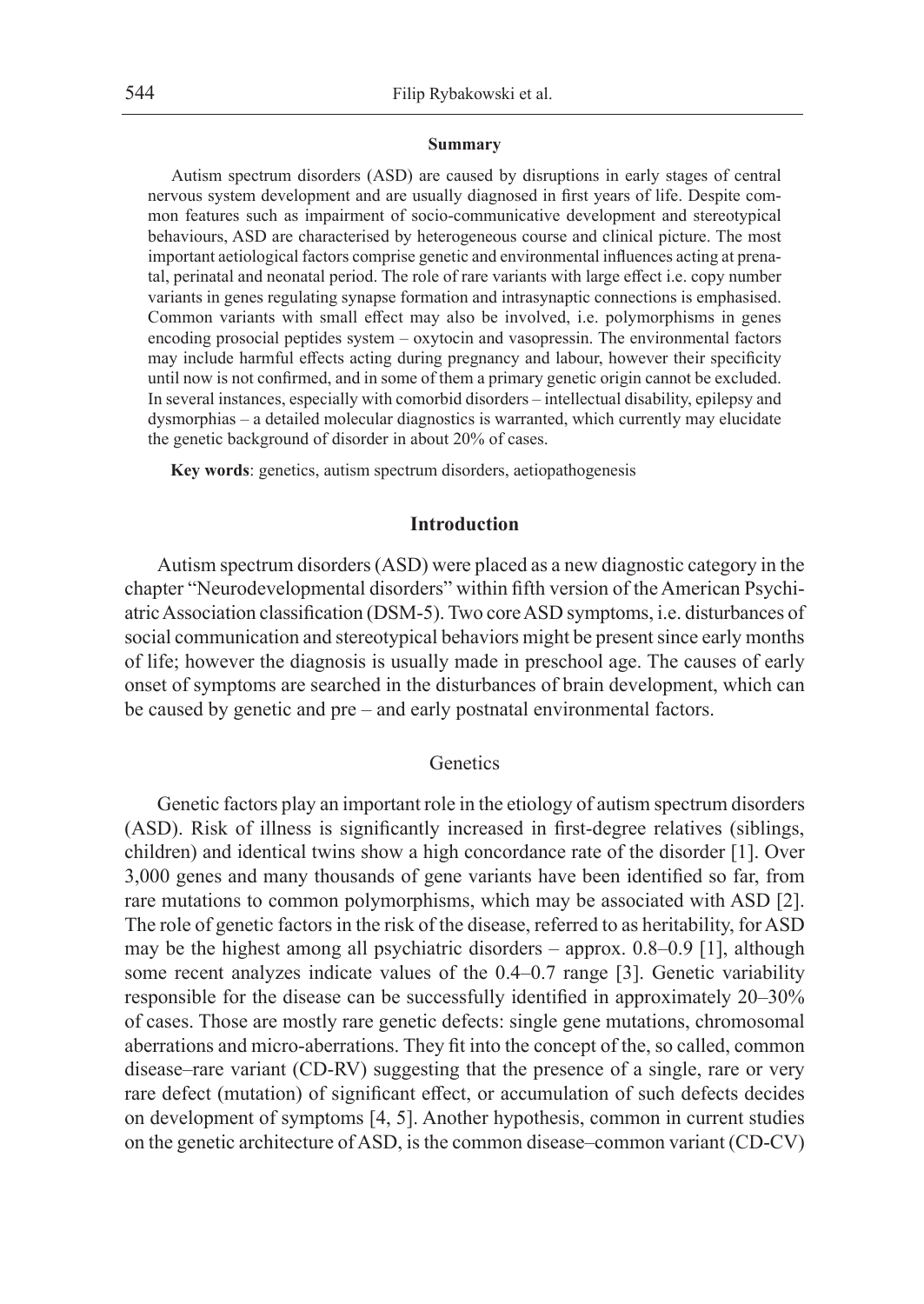#### Summary

Autism spectrum disorders (ASD) are caused by disruptions in early stages of central nervous system development and are usually diagnosed in first years of life. Despite common features such as impairment of socio-communicative development and stereotypical behaviours, ASD are characterised by heterogeneous course and clinical picture. The most important aetiological factors comprise genetic and environmental influences acting at prenatal, perinatal and neonatal period. The role of rare variants with large effect i.e. copy number variants in genes regulating synapse formation and intrasynaptic connections is emphasised. Common variants with small effect may also be involved, i.e. polymorphisms in genes encoding prosocial peptides system – oxytocin and vasopressin. The environmental factors may include harmful effects acting during pregnancy and labour, however their specificity until now is not confirmed, and in some of them a primary genetic origin cannot be excluded. In several instances, especially with comorbid disorders – intellectual disability, epilepsy and dysmorphias – a detailed molecular diagnostics is warranted, which currently may elucidate the genetic background of disorder in about 20% of cases.

**Key words**: genetics, autism spectrum disorders, aetiopathogenesis

## Introduction

Autism spectrum disorders (ASD) were placed as a new diagnostic category in the chapter "Neurodevelopmental disorders" within fifth version of the American Psychiatric Association classification (DSM-5). Two core ASD symptoms, i.e. disturbances of social communication and stereotypical behaviors might be present since early months of life; however the diagnosis is usually made in preschool age. The causes of early onset of symptoms are searched in the disturbances of brain development, which can be caused by genetic and pre – and early postnatal environmental factors.

### Genetics

Genetic factors play an important role in the etiology of autism spectrum disorders (ASD). Risk of illness is significantly increased in first-degree relatives (siblings, children) and identical twins show a high concordance rate of the disorder [1]. Over 3,000 genes and many thousands of gene variants have been identified so far, from rare mutations to common polymorphisms, which may be associated with ASD [2]. The role of genetic factors in the risk of the disease, referred to as heritability, for ASD may be the highest among all psychiatric disorders – approx. 0.8–0.9 [1], although some recent analyzes indicate values of the 0.4–0.7 range [3]. Genetic variability responsible for the disease can be successfully identified in approximately 20–30% of cases. Those are mostly rare genetic defects: single gene mutations, chromosomal aberrations and micro-aberrations. They fit into the concept of the, so called, common disease–rare variant (CD-RV) suggesting that the presence of a single, rare or very rare defect (mutation) of significant effect, or accumulation of such defects decides on development of symptoms [4, 5]. Another hypothesis, common in current studies on the genetic architecture of ASD, is the common disease–common variant (CD-CV)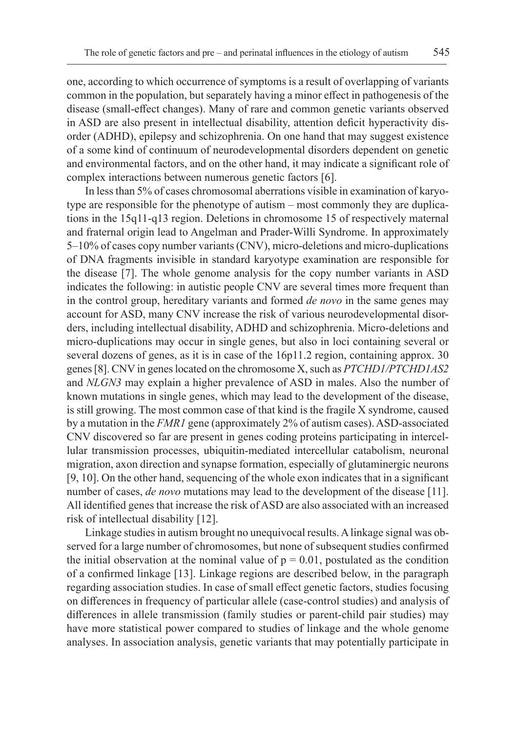one, according to which occurrence of symptoms is a result of overlapping of variants common in the population, but separately having a minor effect in pathogenesis of the disease (small-effect changes). Many of rare and common genetic variants observed in ASD are also present in intellectual disability, attention deficit hyperactivity disorder (ADHD), epilepsy and schizophrenia. On one hand that may suggest existence of a some kind of continuum of neurodevelopmental disorders dependent on genetic and environmental factors, and on the other hand, it may indicate a significant role of complex interactions between numerous genetic factors [6].

In less than 5% of cases chromosomal aberrations visible in examination of karyotype are responsible for the phenotype of autism – most commonly they are duplications in the 15q11-q13 region. Deletions in chromosome 15 of respectively maternal and fraternal origin lead to Angelman and Prader-Willi Syndrome. In approximately 5–10% of cases copy number variants (CNV), micro-deletions and micro-duplications of DNA fragments invisible in standard karyotype examination are responsible for the disease [7]. The whole genome analysis for the copy number variants in ASD indicates the following: in autistic people CNV are several times more frequent than in the control group, hereditary variants and formed *de novo* in the same genes may account for ASD, many CNV increase the risk of various neurodevelopmental disorders, including intellectual disability, ADHD and schizophrenia. Micro-deletions and micro-duplications may occur in single genes, but also in loci containing several or several dozens of genes, as it is in case of the 16p11.2 region, containing approx. 30 genes [8]. CNV in genes located on the chromosome X, such as *PTCHD1/PTCHD1AS2* and *NLGN3* may explain a higher prevalence of ASD in males. Also the number of known mutations in single genes, which may lead to the development of the disease, is still growing. The most common case of that kind is the fragile X syndrome, caused by a mutation in the *FMR1* gene (approximately 2% of autism cases). ASD-associated CNV discovered so far are present in genes coding proteins participating in intercellular transmission processes, ubiquitin-mediated intercellular catabolism, neuronal migration, axon direction and synapse formation, especially of glutaminergic neurons [9, 10]. On the other hand, sequencing of the whole exon indicates that in a significant number of cases, *de novo* mutations may lead to the development of the disease [11]. All identified genes that increase the risk of ASD are also associated with an increased risk of intellectual disability [12].

Linkage studies in autism brought no unequivocal results. A linkage signal was observed for a large number of chromosomes, but none of subsequent studies confirmed the initial observation at the nominal value of $p = 0.01$, postulated as the condition of a confirmed linkage [13]. Linkage regions are described below, in the paragraph regarding association studies. In case of small effect genetic factors, studies focusing on differences in frequency of particular allele (case-control studies) and analysis of differences in allele transmission (family studies or parent-child pair studies) may have more statistical power compared to studies of linkage and the whole genome analyses. In association analysis, genetic variants that may potentially participate in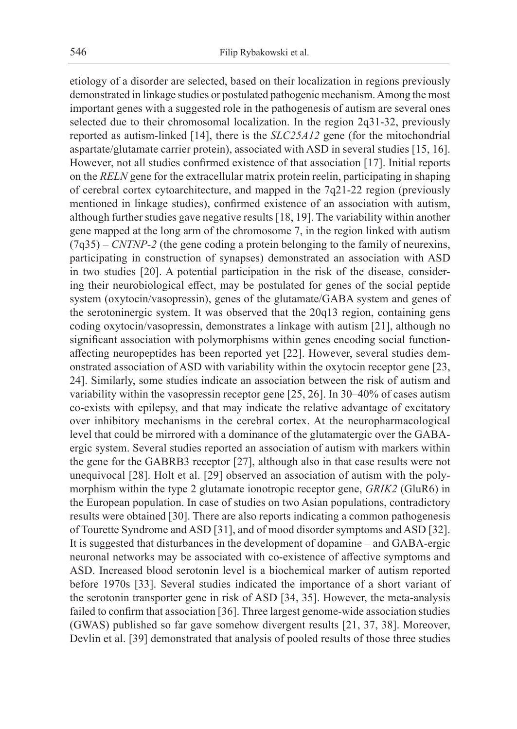etiology of a disorder are selected, based on their localization in regions previously demonstrated in linkage studies or postulated pathogenic mechanism. Among the most important genes with a suggested role in the pathogenesis of autism are several ones selected due to their chromosomal localization. In the region 2q31-32, previously reported as autism-linked [14], there is the *SLC25A12* gene (for the mitochondrial aspartate/glutamate carrier protein), associated with ASD in several studies [15, 16]. However, not all studies confirmed existence of that association [17]. Initial reports on the *RELN* gene for the extracellular matrix protein reelin, participating in shaping of cerebral cortex cytoarchitecture, and mapped in the 7q21-22 region (previously mentioned in linkage studies), confirmed existence of an association with autism, although further studies gave negative results [18, 19]. The variability within another gene mapped at the long arm of the chromosome 7, in the region linked with autism (7q35) – *CNTNP-2* (the gene coding a protein belonging to the family of neurexins, participating in construction of synapses) demonstrated an association with ASD in two studies [20]. A potential participation in the risk of the disease, considering their neurobiological effect, may be postulated for genes of the social peptide system (oxytocin/vasopressin), genes of the glutamate/GABA system and genes of the serotoninergic system. It was observed that the 20q13 region, containing gens coding oxytocin/vasopressin, demonstrates a linkage with autism [21], although no significant association with polymorphisms within genes encoding social function-affecting neuropeptides has been reported yet [22]. However, several studies demonstrated association of ASD with variability within the oxytocin receptor gene [23, 24]. Similarly, some studies indicate an association between the risk of autism and variability within the vasopressin receptor gene [25, 26]. In 30–40% of cases autism co-exists with epilepsy, and that may indicate the relative advantage of excitatory over inhibitory mechanisms in the cerebral cortex. At the neuropharmacological level that could be mirrored with a dominance of the glutamatergic over the GABA-ergic system. Several studies reported an association of autism with markers within the gene for the GABRB3 receptor [27], although also in that case results were not unequivocal [28]. Holt et al. [29] observed an association of autism with the polymorphism within the type 2 glutamate ionotropic receptor gene, *GRIK2* (GluR6) in the European population. In case of studies on two Asian populations, contradictory results were obtained [30]. There are also reports indicating a common pathogenesis of Tourette Syndrome and ASD [31], and of mood disorder symptoms and ASD [32]. It is suggested that disturbances in the development of dopamine – and GABA-ergic neuronal networks may be associated with co-existence of affective symptoms and ASD. Increased blood serotonin level is a biochemical marker of autism reported before 1970s [33]. Several studies indicated the importance of a short variant of the serotonin transporter gene in risk of ASD [34, 35]. However, the meta-analysis failed to confirm that association [36]. Three largest genome-wide association studies (GWAS) published so far gave somehow divergent results [21, 37, 38]. Moreover, Devlin et al. [39] demonstrated that analysis of pooled results of those three studies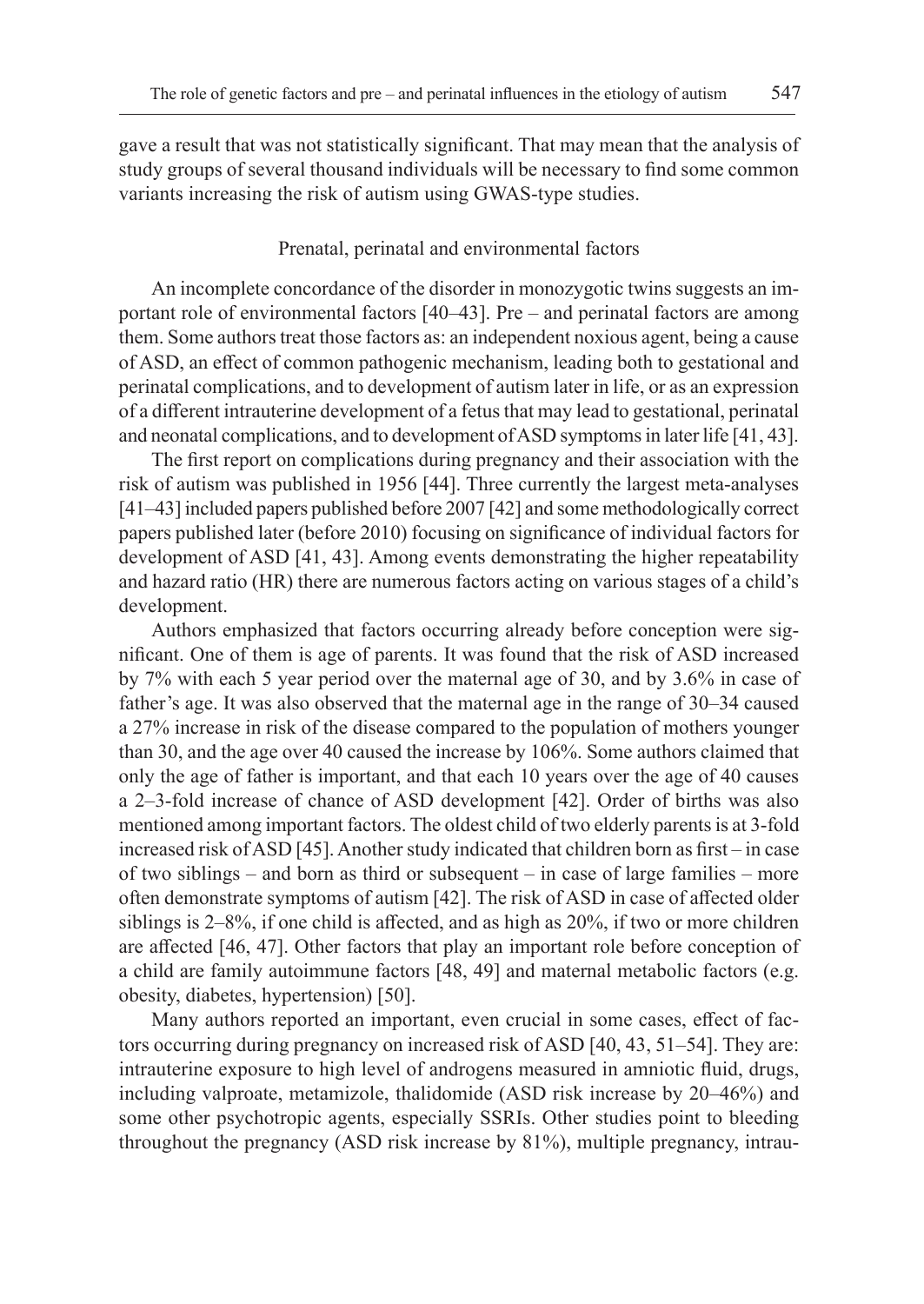gave a result that was not statistically significant. That may mean that the analysis of study groups of several thousand individuals will be necessary to find some common variants increasing the risk of autism using GWAS-type studies.

## Prenatal, perinatal and environmental factors

An incomplete concordance of the disorder in monozygotic twins suggests an important role of environmental factors [40–43]. Pre – and perinatal factors are among them. Some authors treat those factors as: an independent noxious agent, being a cause of ASD, an effect of common pathogenic mechanism, leading both to gestational and perinatal complications, and to development of autism later in life, or as an expression of a different intrauterine development of a fetus that may lead to gestational, perinatal and neonatal complications, and to development of ASD symptoms in later life [41, 43].

The first report on complications during pregnancy and their association with the risk of autism was published in 1956 [44]. Three currently the largest meta-analyses [41–43] included papers published before 2007 [42] and some methodologically correct papers published later (before 2010) focusing on significance of individual factors for development of ASD [41, 43]. Among events demonstrating the higher repeatability and hazard ratio (HR) there are numerous factors acting on various stages of a child's development.

Authors emphasized that factors occurring already before conception were significant. One of them is age of parents. It was found that the risk of ASD increased by 7% with each 5 year period over the maternal age of 30, and by 3.6% in case of father's age. It was also observed that the maternal age in the range of 30–34 caused a 27% increase in risk of the disease compared to the population of mothers younger than 30, and the age over 40 caused the increase by 106%. Some authors claimed that only the age of father is important, and that each 10 years over the age of 40 causes a 2–3-fold increase of chance of ASD development [42]. Order of births was also mentioned among important factors. The oldest child of two elderly parents is at 3-fold increased risk of ASD [45]. Another study indicated that children born as first – in case of two siblings – and born as third or subsequent – in case of large families – more often demonstrate symptoms of autism [42]. The risk of ASD in case of affected older siblings is 2–8%, if one child is affected, and as high as 20%, if two or more children are affected [46, 47]. Other factors that play an important role before conception of a child are family autoimmune factors [48, 49] and maternal metabolic factors (e.g. obesity, diabetes, hypertension) [50].

Many authors reported an important, even crucial in some cases, effect of factors occurring during pregnancy on increased risk of ASD [40, 43, 51–54]. They are: intrauterine exposure to high level of androgens measured in amniotic fluid, drugs, including valproate, metamizole, thalidomide (ASD risk increase by 20–46%) and some other psychotropic agents, especially SSRIs. Other studies point to bleeding throughout the pregnancy (ASD risk increase by 81%), multiple pregnancy, intrau-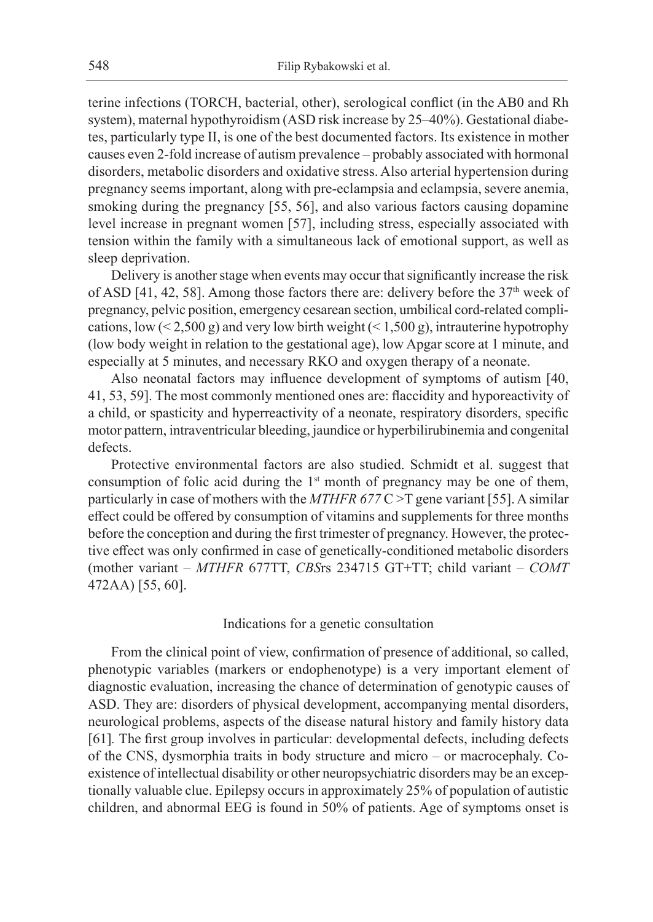terine infections (TORCH, bacterial, other), serological conflict (in the AB0 and Rh system), maternal hypothyroidism (ASD risk increase by 25–40%). Gestational diabetes, particularly type II, is one of the best documented factors. Its existence in mother causes even 2-fold increase of autism prevalence – probably associated with hormonal disorders, metabolic disorders and oxidative stress. Also arterial hypertension during pregnancy seems important, along with pre-eclampsia and eclampsia, severe anemia, smoking during the pregnancy [55, 56], and also various factors causing dopamine level increase in pregnant women [57], including stress, especially associated with tension within the family with a simultaneous lack of emotional support, as well as sleep deprivation.

Delivery is another stage when events may occur that significantly increase the risk of ASD [41, 42, 58]. Among those factors there are: delivery before the 37th week of pregnancy, pelvic position, emergency cesarean section, umbilical cord-related complications, low (< 2,500 g) and very low birth weight (< 1,500 g), intrauterine hypotrophy (low body weight in relation to the gestational age), low Apgar score at 1 minute, and especially at 5 minutes, and necessary RKO and oxygen therapy of a neonate.

Also neonatal factors may influence development of symptoms of autism [40, 41, 53, 59]. The most commonly mentioned ones are: flaccidity and hyporeactivity of a child, or spasticity and hyperreactivity of a neonate, respiratory disorders, specific motor pattern, intraventricular bleeding, jaundice or hyperbilirubinemia and congenital defects.

Protective environmental factors are also studied. Schmidt et al. suggest that consumption of folic acid during the 1st month of pregnancy may be one of them, particularly in case of mothers with the *MTHFR 677* C >T gene variant [55]. A similar effect could be offered by consumption of vitamins and supplements for three months before the conception and during the first trimester of pregnancy. However, the protective effect was only confirmed in case of genetically-conditioned metabolic disorders (mother variant – *MTHFR* 677TT, *CBS*rs 234715 GT+TT; child variant – *COMT* 472AA) [55, 60].

## Indications for a genetic consultation

From the clinical point of view, confirmation of presence of additional, so called, phenotypic variables (markers or endophenotype) is a very important element of diagnostic evaluation, increasing the chance of determination of genotypic causes of ASD. They are: disorders of physical development, accompanying mental disorders, neurological problems, aspects of the disease natural history and family history data [61]. The first group involves in particular: developmental defects, including defects of the CNS, dysmorphia traits in body structure and micro – or macrocephaly. Co-existence of intellectual disability or other neuropsychiatric disorders may be an exceptionally valuable clue. Epilepsy occurs in approximately 25% of population of autistic children, and abnormal EEG is found in 50% of patients. Age of symptoms onset is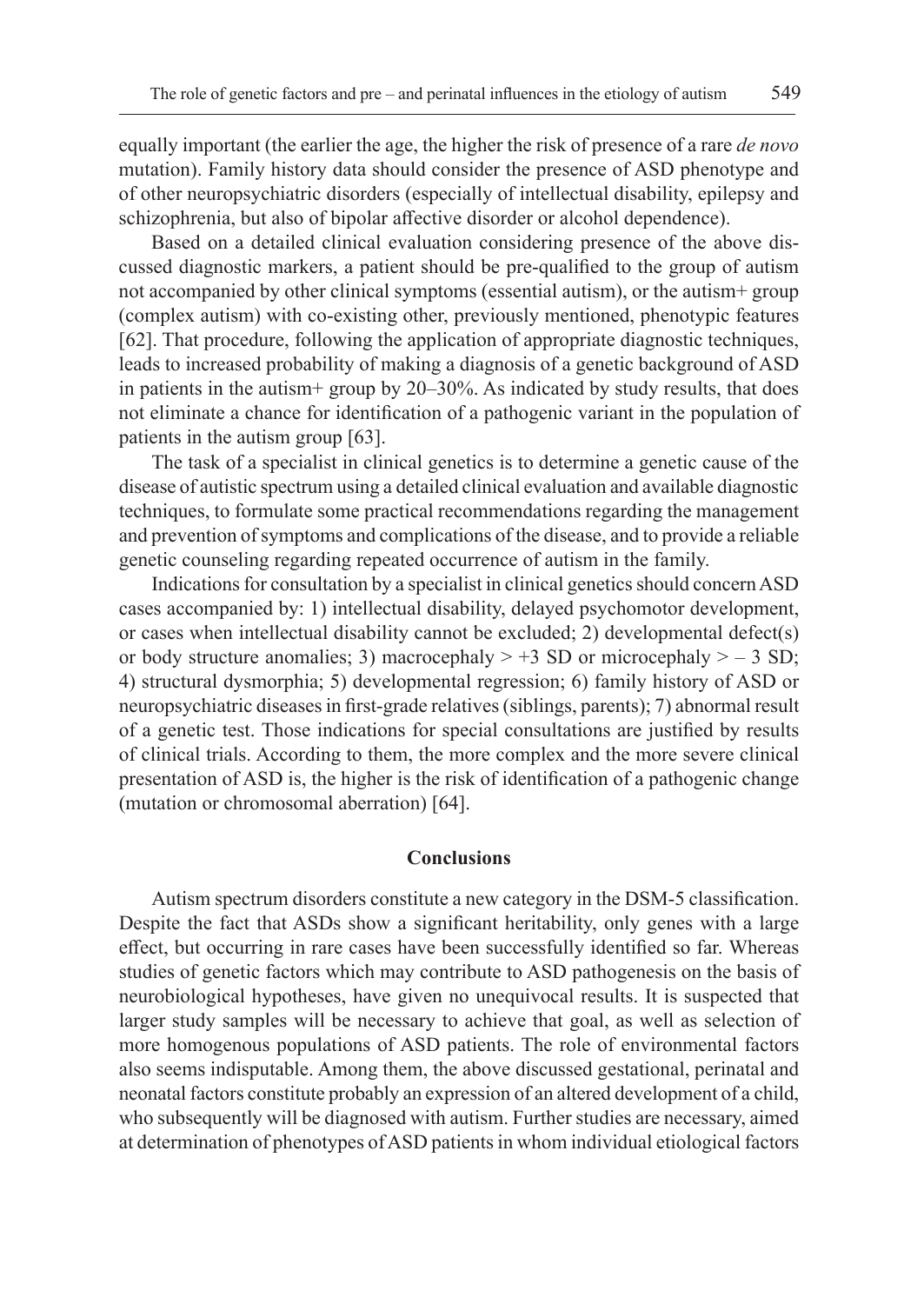equally important (the earlier the age, the higher the risk of presence of a rare *de novo* mutation). Family history data should consider the presence of ASD phenotype and of other neuropsychiatric disorders (especially of intellectual disability, epilepsy and schizophrenia, but also of bipolar affective disorder or alcohol dependence).

Based on a detailed clinical evaluation considering presence of the above discussed diagnostic markers, a patient should be pre-qualified to the group of autism not accompanied by other clinical symptoms (essential autism), or the autism+ group (complex autism) with co-existing other, previously mentioned, phenotypic features [62]. That procedure, following the application of appropriate diagnostic techniques, leads to increased probability of making a diagnosis of a genetic background of ASD in patients in the autism+ group by 20–30%. As indicated by study results, that does not eliminate a chance for identification of a pathogenic variant in the population of patients in the autism group [63].

The task of a specialist in clinical genetics is to determine a genetic cause of the disease of autistic spectrum using a detailed clinical evaluation and available diagnostic techniques, to formulate some practical recommendations regarding the management and prevention of symptoms and complications of the disease, and to provide a reliable genetic counseling regarding repeated occurrence of autism in the family.

Indications for consultation by a specialist in clinical genetics should concern ASD cases accompanied by: 1) intellectual disability, delayed psychomotor development, or cases when intellectual disability cannot be excluded; 2) developmental defect(s) or body structure anomalies; 3) macrocephaly > +3 SD or microcephaly > – 3 SD; 4) structural dysmorphia; 5) developmental regression; 6) family history of ASD or neuropsychiatric diseases in first-grade relatives (siblings, parents); 7) abnormal result of a genetic test. Those indications for special consultations are justified by results of clinical trials. According to them, the more complex and the more severe clinical presentation of ASD is, the higher is the risk of identification of a pathogenic change (mutation or chromosomal aberration) [64].

## Conclusions

Autism spectrum disorders constitute a new category in the DSM-5 classification. Despite the fact that ASDs show a significant heritability, only genes with a large effect, but occurring in rare cases have been successfully identified so far. Whereas studies of genetic factors which may contribute to ASD pathogenesis on the basis of neurobiological hypotheses, have given no unequivocal results. It is suspected that larger study samples will be necessary to achieve that goal, as well as selection of more homogenous populations of ASD patients. The role of environmental factors also seems indisputable. Among them, the above discussed gestational, perinatal and neonatal factors constitute probably an expression of an altered development of a child, who subsequently will be diagnosed with autism. Further studies are necessary, aimed at determination of phenotypes of ASD patients in whom individual etiological factors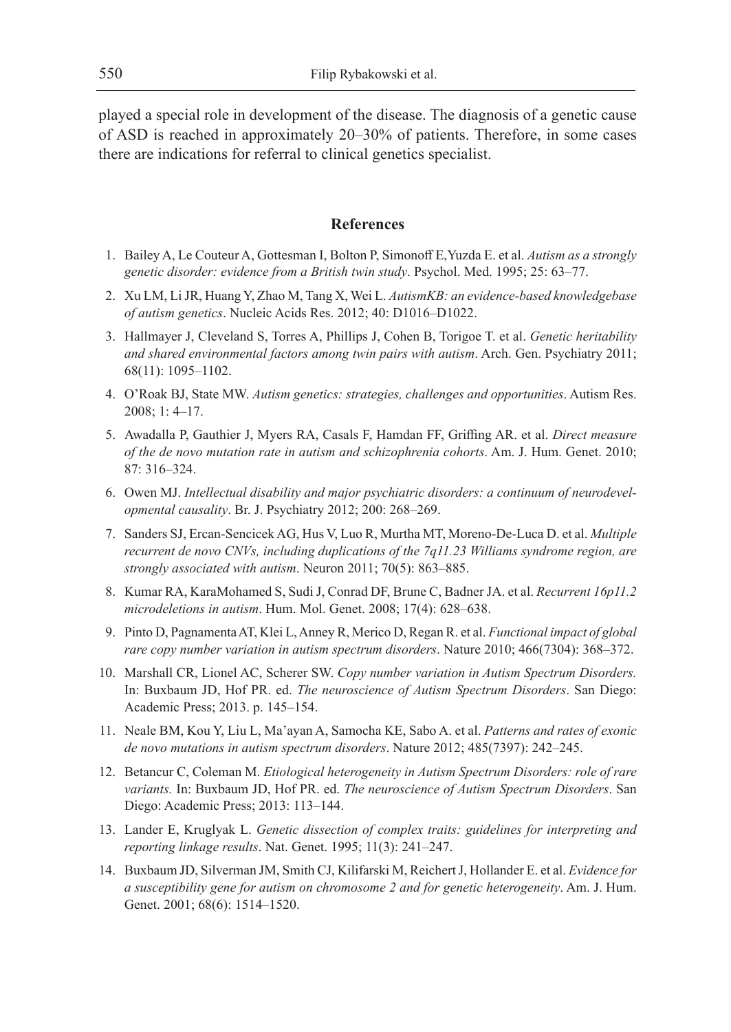played a special role in development of the disease. The diagnosis of a genetic cause of ASD is reached in approximately 20–30% of patients. Therefore, in some cases there are indications for referral to clinical genetics specialist.

## References

1. Bailey A, Le Couteur A, Gottesman I, Bolton P, Simonoff E,Yuzda E. et al. *Autism as a strongly genetic disorder: evidence from a British twin study*. Psychol. Med. 1995; 25: 63–77.
2. Xu LM, Li JR, Huang Y, Zhao M, Tang X, Wei L. *AutismKB: an evidence-based knowledgebase of autism genetics*. Nucleic Acids Res. 2012; 40: D1016–D1022.
3. Hallmayer J, Cleveland S, Torres A, Phillips J, Cohen B, Torigoe T. et al. *Genetic heritability and shared environmental factors among twin pairs with autism*. Arch. Gen. Psychiatry 2011; 68(11): 1095–1102.
4. O'Roak BJ, State MW. *Autism genetics: strategies, challenges and opportunities*. Autism Res. 2008; 1: 4–17.
5. Awadalla P, Gauthier J, Myers RA, Casals F, Hamdan FF, Griffing AR. et al. *Direct measure of the de novo mutation rate in autism and schizophrenia cohorts*. Am. J. Hum. Genet. 2010; 87: 316–324.
6. Owen MJ. *Intellectual disability and major psychiatric disorders: a continuum of neurodevelopmental causality*. Br. J. Psychiatry 2012; 200: 268–269.
7. Sanders SJ, Ercan-Sencicek AG, Hus V, Luo R, Murtha MT, Moreno-De-Luca D. et al. *Multiple recurrent de novo CNVs, including duplications of the 7q11.23 Williams syndrome region, are strongly associated with autism*. Neuron 2011; 70(5): 863–885.
8. Kumar RA, KaraMohamed S, Sudi J, Conrad DF, Brune C, Badner JA. et al. *Recurrent 16p11.2 microdeletions in autism*. Hum. Mol. Genet. 2008; 17(4): 628–638.
9. Pinto D, Pagnamenta AT, Klei L, Anney R, Merico D, Regan R. et al. *Functional impact of global rare copy number variation in autism spectrum disorders*. Nature 2010; 466(7304): 368–372.
10. Marshall CR, Lionel AC, Scherer SW. *Copy number variation in Autism Spectrum Disorders.* In: Buxbaum JD, Hof PR. ed. *The neuroscience of Autism Spectrum Disorders*. San Diego: Academic Press; 2013. p. 145–154.
11. Neale BM, Kou Y, Liu L, Ma'ayan A, Samocha KE, Sabo A. et al. *Patterns and rates of exonic de novo mutations in autism spectrum disorders*. Nature 2012; 485(7397): 242–245.
12. Betancur C, Coleman M. *Etiological heterogeneity in Autism Spectrum Disorders: role of rare variants.* In: Buxbaum JD, Hof PR. ed. *The neuroscience of Autism Spectrum Disorders*. San Diego: Academic Press; 2013: 113–144.
13. Lander E, Kruglyak L. *Genetic dissection of complex traits: guidelines for interpreting and reporting linkage results*. Nat. Genet. 1995; 11(3): 241–247.
14. Buxbaum JD, Silverman JM, Smith CJ, Kilifarski M, Reichert J, Hollander E. et al. *Evidence for a susceptibility gene for autism on chromosome 2 and for genetic heterogeneity*. Am. J. Hum. Genet. 2001; 68(6): 1514–1520.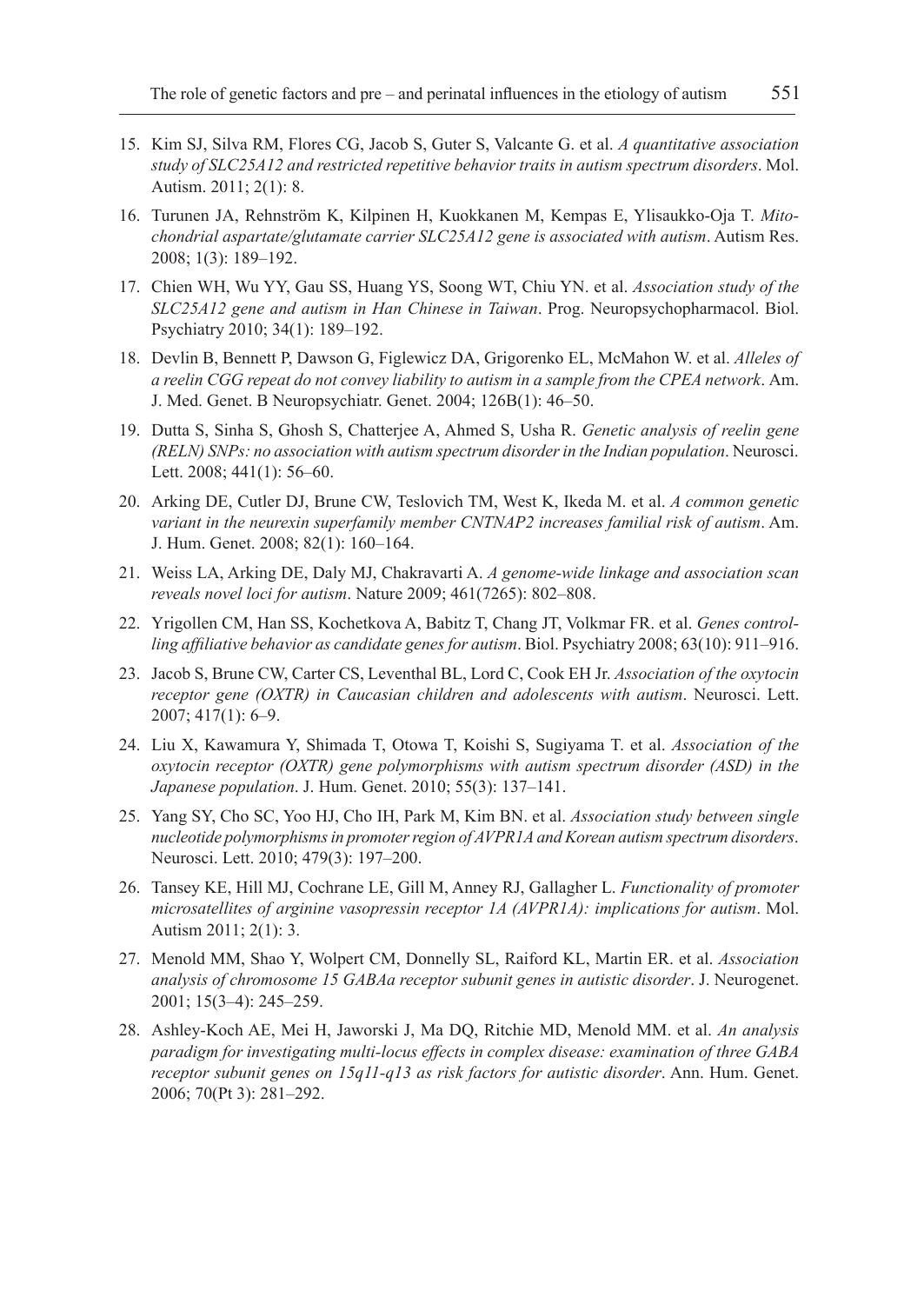15. Kim SJ, Silva RM, Flores CG, Jacob S, Guter S, Valcante G. et al. *A quantitative association study of SLC25A12 and restricted repetitive behavior traits in autism spectrum disorders*. Mol. Autism. 2011; 2(1): 8.
16. Turunen JA, Rehnström K, Kilpinen H, Kuokkanen M, Kempas E, Ylisaukko-Oja T. *Mitochondrial aspartate/glutamate carrier SLC25A12 gene is associated with autism*. Autism Res. 2008; 1(3): 189–192.
17. Chien WH, Wu YY, Gau SS, Huang YS, Soong WT, Chiu YN. et al. *Association study of the SLC25A12 gene and autism in Han Chinese in Taiwan*. Prog. Neuropsychopharmacol. Biol. Psychiatry 2010; 34(1): 189–192.
18. Devlin B, Bennett P, Dawson G, Figlewicz DA, Grigorenko EL, McMahon W. et al. *Alleles of a reelin CGG repeat do not convey liability to autism in a sample from the CPEA network*. Am. J. Med. Genet. B Neuropsychiatr. Genet. 2004; 126B(1): 46–50.
19. Dutta S, Sinha S, Ghosh S, Chatterjee A, Ahmed S, Usha R. *Genetic analysis of reelin gene (RELN) SNPs: no association with autism spectrum disorder in the Indian population*. Neurosci. Lett. 2008; 441(1): 56–60.
20. Arking DE, Cutler DJ, Brune CW, Teslovich TM, West K, Ikeda M. et al. *A common genetic variant in the neurexin superfamily member CNTNAP2 increases familial risk of autism*. Am. J. Hum. Genet. 2008; 82(1): 160–164.
21. Weiss LA, Arking DE, Daly MJ, Chakravarti A. *A genome-wide linkage and association scan reveals novel loci for autism*. Nature 2009; 461(7265): 802–808.
22. Yrigollen CM, Han SS, Kochetkova A, Babitz T, Chang JT, Volkmar FR. et al. *Genes controlling affiliative behavior as candidate genes for autism*. Biol. Psychiatry 2008; 63(10): 911–916.
23. Jacob S, Brune CW, Carter CS, Leventhal BL, Lord C, Cook EH Jr. *Association of the oxytocin receptor gene (OXTR) in Caucasian children and adolescents with autism*. Neurosci. Lett. 2007; 417(1): 6–9.
24. Liu X, Kawamura Y, Shimada T, Otowa T, Koishi S, Sugiyama T. et al. *Association of the oxytocin receptor (OXTR) gene polymorphisms with autism spectrum disorder (ASD) in the Japanese population*. J. Hum. Genet. 2010; 55(3): 137–141.
25. Yang SY, Cho SC, Yoo HJ, Cho IH, Park M, Kim BN. et al. *Association study between single nucleotide polymorphisms in promoter region of AVPR1A and Korean autism spectrum disorders*. Neurosci. Lett. 2010; 479(3): 197–200.
26. Tansey KE, Hill MJ, Cochrane LE, Gill M, Anney RJ, Gallagher L. *Functionality of promoter microsatellites of arginine vasopressin receptor 1A (AVPR1A): implications for autism*. Mol. Autism 2011; 2(1): 3.
27. Menold MM, Shao Y, Wolpert CM, Donnelly SL, Raiford KL, Martin ER. et al. *Association analysis of chromosome 15 GABAa receptor subunit genes in autistic disorder*. J. Neurogenet. 2001; 15(3–4): 245–259.
28. Ashley-Koch AE, Mei H, Jaworski J, Ma DQ, Ritchie MD, Menold MM. et al. *An analysis paradigm for investigating multi-locus effects in complex disease: examination of three GABA receptor subunit genes on 15q11-q13 as risk factors for autistic disorder*. Ann. Hum. Genet. 2006; 70(Pt 3): 281–292.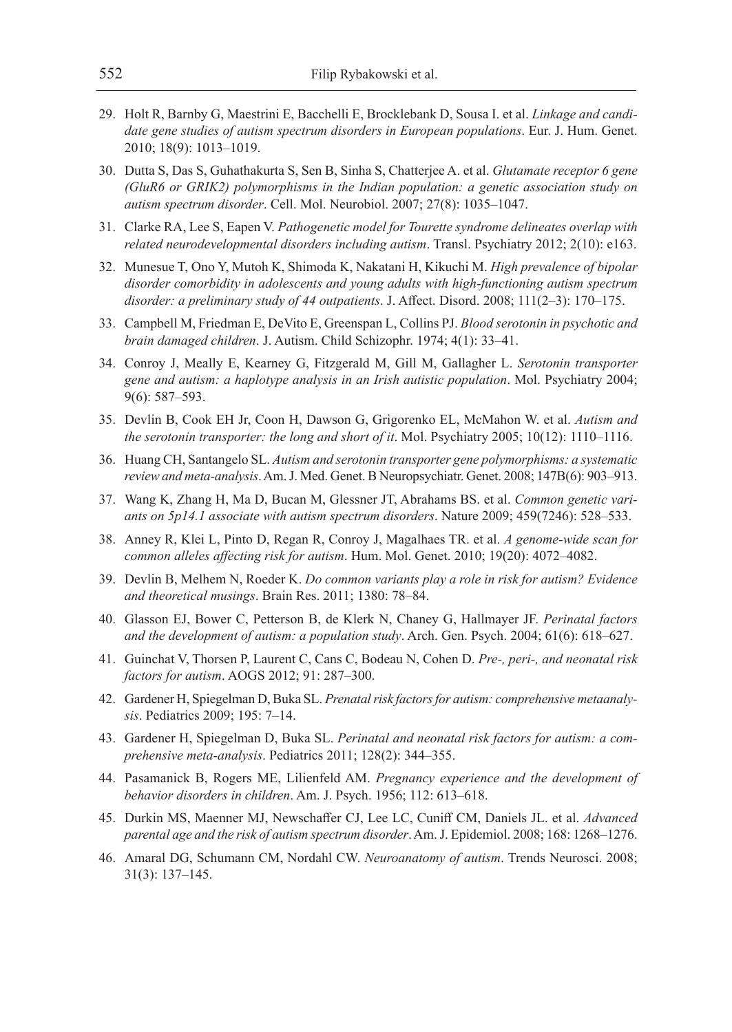29. Holt R, Barnby G, Maestrini E, Bacchelli E, Brocklebank D, Sousa I. et al. *Linkage and candidate gene studies of autism spectrum disorders in European populations*. Eur. J. Hum. Genet. 2010; 18(9): 1013–1019.
30. Dutta S, Das S, Guhathakurta S, Sen B, Sinha S, Chatterjee A. et al. *Glutamate receptor 6 gene (GluR6 or GRIK2) polymorphisms in the Indian population: a genetic association study on autism spectrum disorder*. Cell. Mol. Neurobiol. 2007; 27(8): 1035–1047.
31. Clarke RA, Lee S, Eapen V. *Pathogenetic model for Tourette syndrome delineates overlap with related neurodevelopmental disorders including autism*. Transl. Psychiatry 2012; 2(10): e163.
32. Munesue T, Ono Y, Mutoh K, Shimoda K, Nakatani H, Kikuchi M. *High prevalence of bipolar disorder comorbidity in adolescents and young adults with high-functioning autism spectrum disorder: a preliminary study of 44 outpatients*. J. Affect. Disord. 2008; 111(2–3): 170–175.
33. Campbell M, Friedman E, DeVito E, Greenspan L, Collins PJ. *Blood serotonin in psychotic and brain damaged children*. J. Autism. Child Schizophr. 1974; 4(1): 33–41.
34. Conroy J, Meally E, Kearney G, Fitzgerald M, Gill M, Gallagher L. *Serotonin transporter gene and autism: a haplotype analysis in an Irish autistic population*. Mol. Psychiatry 2004; 9(6): 587–593.
35. Devlin B, Cook EH Jr, Coon H, Dawson G, Grigorenko EL, McMahon W. et al. *Autism and the serotonin transporter: the long and short of it*. Mol. Psychiatry 2005; 10(12): 1110–1116.
36. Huang CH, Santangelo SL. *Autism and serotonin transporter gene polymorphisms: a systematic review and meta-analysis*. Am. J. Med. Genet. B Neuropsychiatr. Genet. 2008; 147B(6): 903–913.
37. Wang K, Zhang H, Ma D, Bucan M, Glessner JT, Abrahams BS. et al. *Common genetic variants on 5p14.1 associate with autism spectrum disorders*. Nature 2009; 459(7246): 528–533.
38. Anney R, Klei L, Pinto D, Regan R, Conroy J, Magalhaes TR. et al. *A genome-wide scan for common alleles affecting risk for autism*. Hum. Mol. Genet. 2010; 19(20): 4072–4082.
39. Devlin B, Melhem N, Roeder K. *Do common variants play a role in risk for autism? Evidence and theoretical musings*. Brain Res. 2011; 1380: 78–84.
40. Glasson EJ, Bower C, Petterson B, de Klerk N, Chaney G, Hallmayer JF. *Perinatal factors and the development of autism: a population study*. Arch. Gen. Psych. 2004; 61(6): 618–627.
41. Guinchat V, Thorsen P, Laurent C, Cans C, Bodeau N, Cohen D. *Pre-, peri-, and neonatal risk factors for autism*. AOGS 2012; 91: 287–300.
42. Gardener H, Spiegelman D, Buka SL. *Prenatal risk factors for autism: comprehensive metaanalysis*. Pediatrics 2009; 195: 7–14.
43. Gardener H, Spiegelman D, Buka SL. *Perinatal and neonatal risk factors for autism: a comprehensive meta-analysis*. Pediatrics 2011; 128(2): 344–355.
44. Pasamanick B, Rogers ME, Lilienfeld AM. *Pregnancy experience and the development of behavior disorders in children*. Am. J. Psych. 1956; 112: 613–618.
45. Durkin MS, Maenner MJ, Newschaffer CJ, Lee LC, Cuniff CM, Daniels JL. et al. *Advanced parental age and the risk of autism spectrum disorder*. Am. J. Epidemiol. 2008; 168: 1268–1276.
46. Amaral DG, Schumann CM, Nordahl CW. *Neuroanatomy of autism*. Trends Neurosci. 2008; 31(3): 137–145.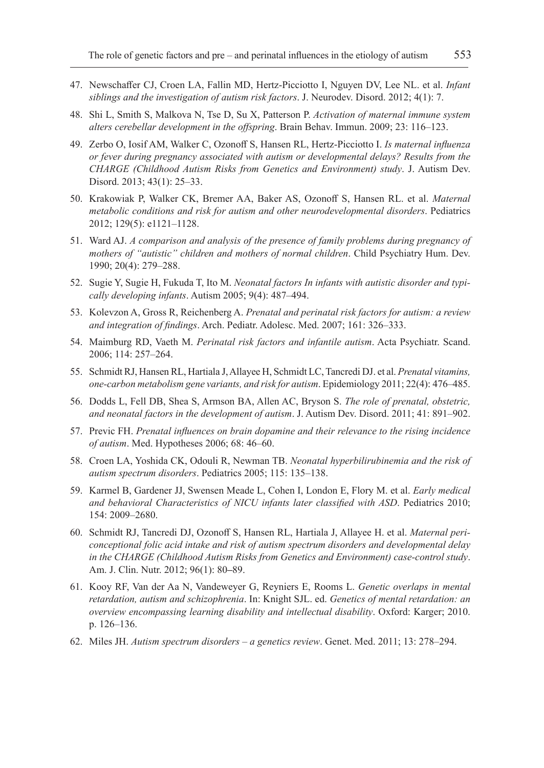47. Newschaffer CJ, Croen LA, Fallin MD, Hertz-Picciotto I, Nguyen DV, Lee NL. et al. *Infant siblings and the investigation of autism risk factors*. J. Neurodev. Disord. 2012; 4(1): 7.

48. Shi L, Smith S, Malkova N, Tse D, Su X, Patterson P. *Activation of maternal immune system alters cerebellar development in the offspring*. Brain Behav. Immun. 2009; 23: 116–123.

49. Zerbo O, Iosif AM, Walker C, Ozonoff S, Hansen RL, Hertz-Picciotto I. *Is maternal influenza or fever during pregnancy associated with autism or developmental delays? Results from the CHARGE (Childhood Autism Risks from Genetics and Environment) study*. J. Autism Dev. Disord. 2013; 43(1): 25–33.

50. Krakowiak P, Walker CK, Bremer AA, Baker AS, Ozonoff S, Hansen RL. et al. *Maternal metabolic conditions and risk for autism and other neurodevelopmental disorders*. Pediatrics 2012; 129(5): e1121–1128.

51. Ward AJ. *A comparison and analysis of the presence of family problems during pregnancy of mothers of "autistic" children and mothers of normal children*. Child Psychiatry Hum. Dev. 1990; 20(4): 279–288.

52. Sugie Y, Sugie H, Fukuda T, Ito M. *Neonatal factors In infants with autistic disorder and typically developing infants*. Autism 2005; 9(4): 487–494.

53. Kolevzon A, Gross R, Reichenberg A. *Prenatal and perinatal risk factors for autism: a review and integration of findings*. Arch. Pediatr. Adolesc. Med. 2007; 161: 326–333.

54. Maimburg RD, Vaeth M. *Perinatal risk factors and infantile autism*. Acta Psychiatr. Scand. 2006; 114: 257–264.

55. Schmidt RJ, Hansen RL, Hartiala J, Allayee H, Schmidt LC, Tancredi DJ. et al. *Prenatal vitamins, one-carbon metabolism gene variants, and risk for autism*. Epidemiology 2011; 22(4): 476–485.

56. Dodds L, Fell DB, Shea S, Armson BA, Allen AC, Bryson S. *The role of prenatal, obstetric, and neonatal factors in the development of autism*. J. Autism Dev. Disord. 2011; 41: 891–902.

57. Previc FH. *Prenatal influences on brain dopamine and their relevance to the rising incidence of autism*. Med. Hypotheses 2006; 68: 46–60.

58. Croen LA, Yoshida CK, Odouli R, Newman TB. *Neonatal hyperbilirubinemia and the risk of autism spectrum disorders*. Pediatrics 2005; 115: 135–138.

59. Karmel B, Gardener JJ, Swensen Meade L, Cohen I, London E, Flory M. et al. *Early medical and behavioral Characteristics of NICU infants later classified with ASD*. Pediatrics 2010; 154: 2009–2680.

60. Schmidt RJ, Tancredi DJ, Ozonoff S, Hansen RL, Hartiala J, Allayee H. et al. *Maternal periconceptional folic acid intake and risk of autism spectrum disorders and developmental delay in the CHARGE (Childhood Autism Risks from Genetics and Environment) case-control study*. Am. J. Clin. Nutr. 2012; 96(1): 80–89.

61. Kooy RF, Van der Aa N, Vandeweyer G, Reyniers E, Rooms L. *Genetic overlaps in mental retardation, autism and schizophrenia*. In: Knight SJL. ed. *Genetics of mental retardation: an overview encompassing learning disability and intellectual disability*. Oxford: Karger; 2010. p. 126–136.

62. Miles JH. *Autism spectrum disorders – a genetics review*. Genet. Med. 2011; 13: 278–294.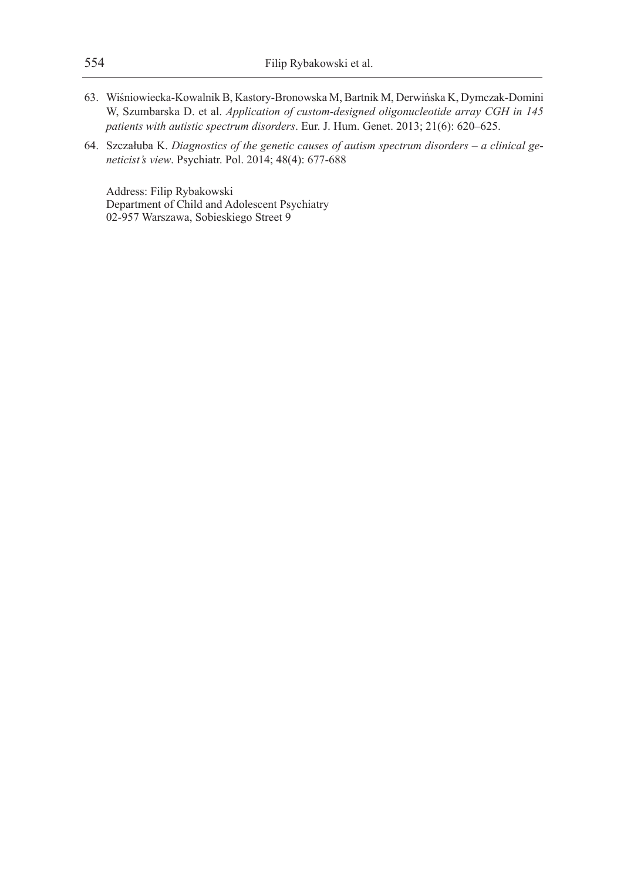63. Wiśniowiecka-Kowalnik B, Kastory-Bronowska M, Bartnik M, Derwińska K, Dymczak-Domini W, Szumbarska D. et al. *Application of custom-designed oligonucleotide array CGH in 145 patients with autistic spectrum disorders*. Eur. J. Hum. Genet. 2013; 21(6): 620–625.

64. Szczałuba K. *Diagnostics of the genetic causes of autism spectrum disorders – a clinical geneticist's view*. Psychiatr. Pol. 2014; 48(4): 677-688

Address: Filip Rybakowski
Department of Child and Adolescent Psychiatry
02-957 Warszawa, Sobieskiego Street 9